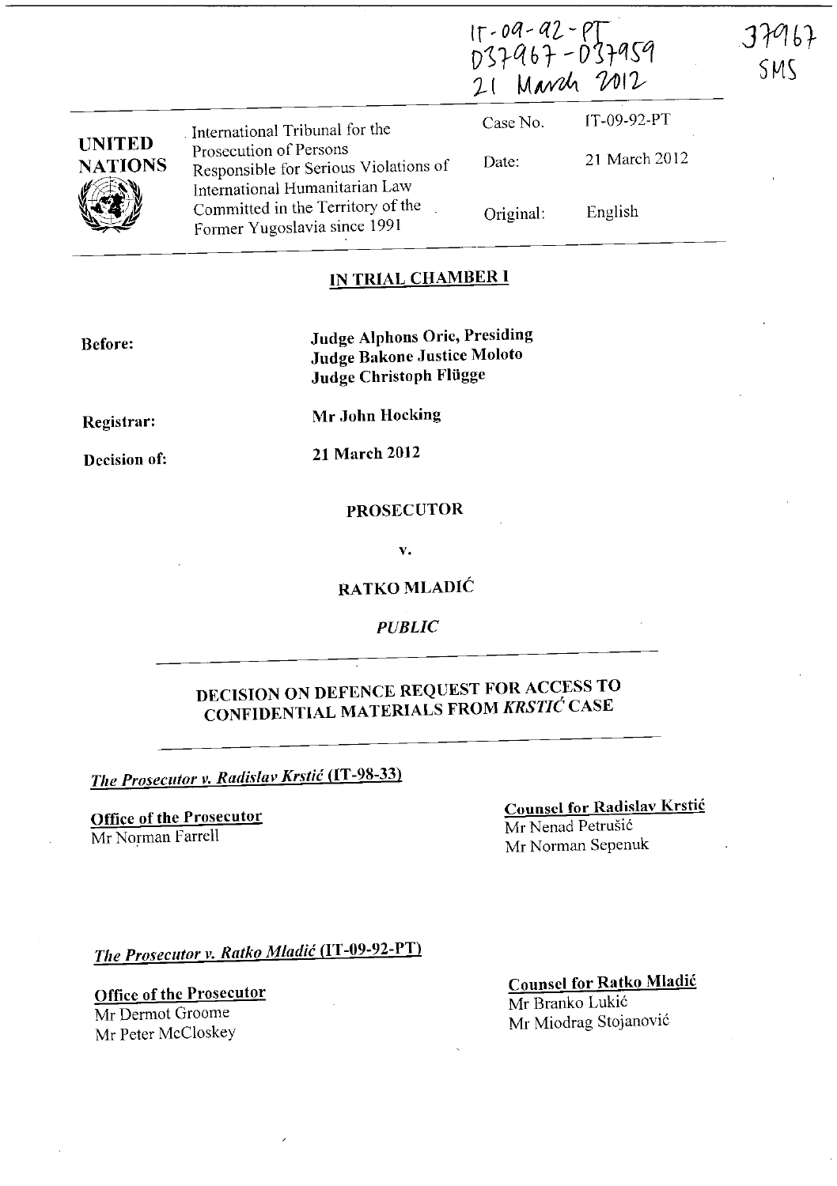IT-09-92-PT
D37967-D37959
21 March 2012

37967
SMS

| UNITED NATIONS | International Tribunal for the Prosecution of Persons Responsible for Serious Violations of International Humanitarian Law Committed in the Territory of the Former Yugoslavia since 1991 | Case No. | IT-09-92-PT |
|---|---|---|---|
| | | Date: | 21 March 2012 |
| | | Original: | English |

## IN TRIAL CHAMBER I

**Before:** **Judge Alphons Orie, Presiding**
**Judge Bakone Justice Moloto**
**Judge Christoph Flügge**

**Registrar:** **Mr John Hocking**

**Decision of:** **21 March 2012**

**PROSECUTOR**

**v.**

**RATKO MLADIĆ**

***PUBLIC***

## DECISION ON DEFENCE REQUEST FOR ACCESS TO CONFIDENTIAL MATERIALS FROM *KRSTIĆ* CASE

***The Prosecutor v. Radislav Krstić* (IT-98-33)**

**Office of the Prosecutor**
Mr Norman Farrell

**Counsel for Radislav Krstić**
Mr Nenad Petrušić
Mr Norman Sepenuk

***The Prosecutor v. Ratko Mladić* (IT-09-92-PT)**

**Office of the Prosecutor**
Mr Dermot Groome
Mr Peter McCloskey

**Counsel for Ratko Mladić**
Mr Branko Lukić
Mr Miodrag Stojanović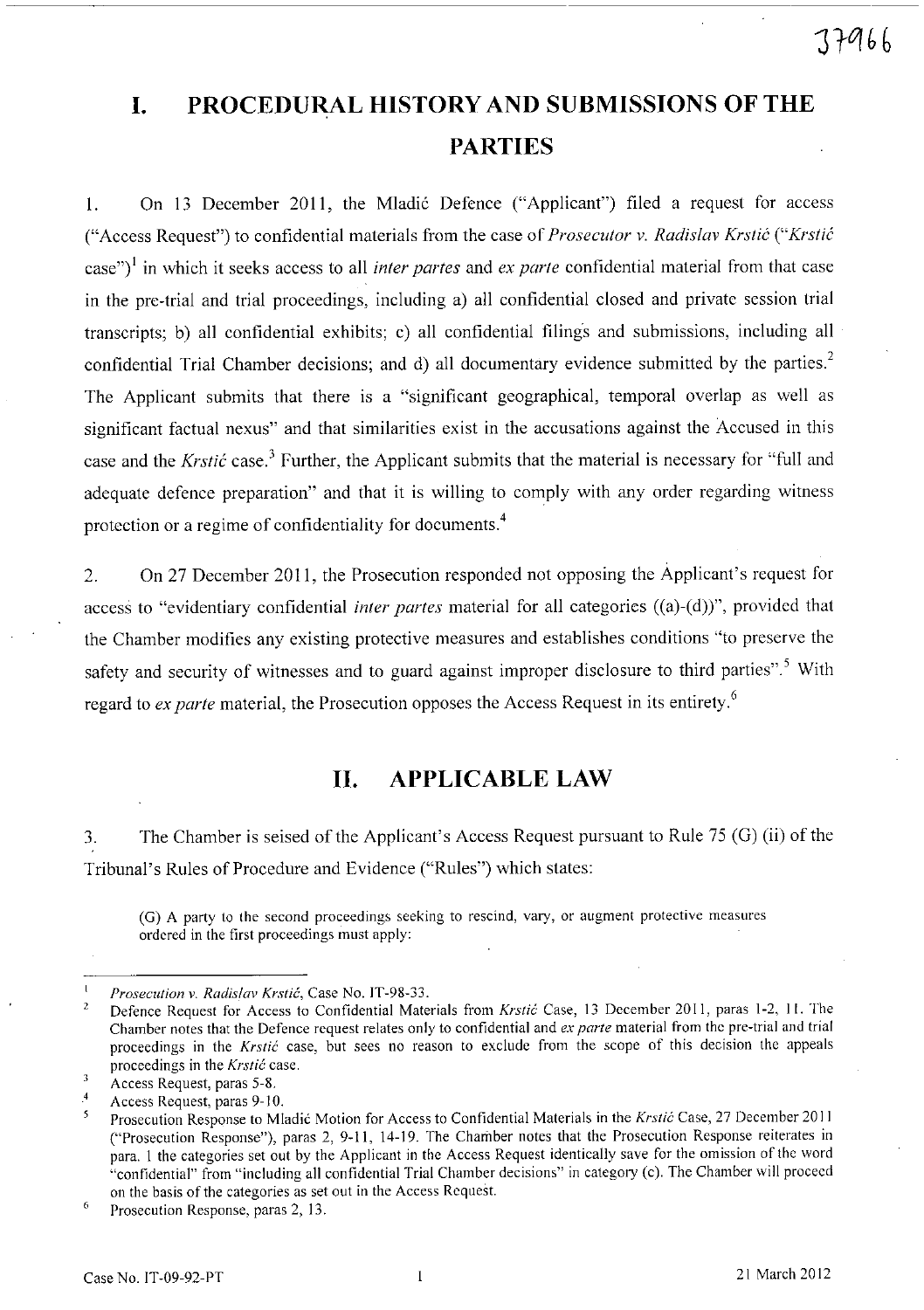# I. PROCEDURAL HISTORY AND SUBMISSIONS OF THE PARTIES

1. On 13 December 2011, the Mladić Defence ("Applicant") filed a request for access ("Access Request") to confidential materials from the case of *Prosecutor v. Radislav Krstić* ("*Krstić* case")[1] in which it seeks access to all *inter partes* and *ex parte* confidential material from that case in the pre-trial and trial proceedings, including a) all confidential closed and private session trial transcripts; b) all confidential exhibits; c) all confidential filings and submissions, including all confidential Trial Chamber decisions; and d) all documentary evidence submitted by the parties.[2] The Applicant submits that there is a "significant geographical, temporal overlap as well as significant factual nexus" and that similarities exist in the accusations against the Accused in this case and the *Krstić* case.[3] Further, the Applicant submits that the material is necessary for "full and adequate defence preparation" and that it is willing to comply with any order regarding witness protection or a regime of confidentiality for documents.[4]

2. On 27 December 2011, the Prosecution responded not opposing the Applicant's request for access to "evidentiary confidential *inter partes* material for all categories ((a)-(d))", provided that the Chamber modifies any existing protective measures and establishes conditions "to preserve the safety and security of witnesses and to guard against improper disclosure to third parties".[5] With regard to *ex parte* material, the Prosecution opposes the Access Request in its entirety.[6]

# II. APPLICABLE LAW

3. The Chamber is seised of the Applicant's Access Request pursuant to Rule 75 (G) (ii) of the Tribunal's Rules of Procedure and Evidence ("Rules") which states:

> (G) A party to the second proceedings seeking to rescind, vary, or augment protective measures ordered in the first proceedings must apply:

---

[1] *Prosecution v. Radislav Krstić*, Case No. IT-98-33.

[2] Defence Request for Access to Confidential Materials from *Krstić* Case, 13 December 2011, paras 1-2, 11. The Chamber notes that the Defence request relates only to confidential and *ex parte* material from the pre-trial and trial proceedings in the *Krstić* case, but sees no reason to exclude from the scope of this decision the appeals proceedings in the *Krstić* case.

[3] Access Request, paras 5-8.

[4] Access Request, paras 9-10.

[5] Prosecution Response to Mladić Motion for Access to Confidential Materials in the *Krstić* Case, 27 December 2011 ("Prosecution Response"), paras 2, 9-11, 14-19. The Chamber notes that the Prosecution Response reiterates in para. 1 the categories set out by the Applicant in the Access Request identically save for the omission of the word "confidential" from "including all confidential Trial Chamber decisions" in category (c). The Chamber will proceed on the basis of the categories as set out in the Access Request.

[6] Prosecution Response, paras 2, 13.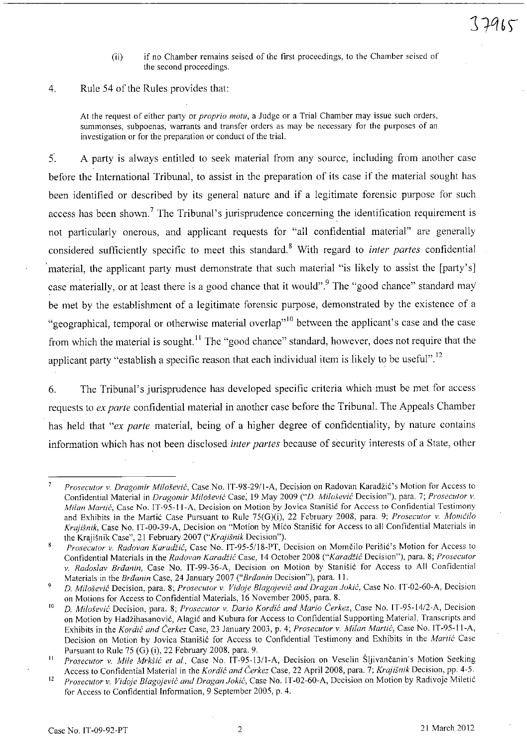(ii) if no Chamber remains seised of the first proceedings, to the Chamber seised of the second proceedings.

4. Rule 54 of the Rules provides that:

> At the request of either party or *proprio motu*, a Judge or a Trial Chamber may issue such orders, summonses, subpoenas, warrants and transfer orders as may be necessary for the purposes of an investigation or for the preparation or conduct of the trial.

5. A party is always entitled to seek material from any source, including from another case before the International Tribunal, to assist in the preparation of its case if the material sought has been identified or described by its general nature and if a legitimate forensic purpose for such access has been shown.[7] The Tribunal's jurisprudence concerning the identification requirement is not particularly onerous, and applicant requests for "all confidential material" are generally considered sufficiently specific to meet this standard.[8] With regard to *inter partes* confidential material, the applicant party must demonstrate that such material "is likely to assist the [party's] case materially, or at least there is a good chance that it would".[9] The "good chance" standard may be met by the establishment of a legitimate forensic purpose, demonstrated by the existence of a "geographical, temporal or otherwise material overlap"[10] between the applicant's case and the case from which the material is sought.[11] The "good chance" standard, however, does not require that the applicant party "establish a specific reason that each individual item is likely to be useful".[12]

6. The Tribunal's jurisprudence has developed specific criteria which must be met for access requests to *ex parte* confidential material in another case before the Tribunal. The Appeals Chamber has held that "*ex parte* material, being of a higher degree of confidentiality, by nature contains information which has not been disclosed *inter partes* because of security interests of a State, other

---

[7] *Prosecutor v. Dragomir Milošević*, Case No. IT-98-29/1-A, Decision on Radovan Karadžić's Motion for Access to Confidential Material in *Dragomir Milošević* Case, 19 May 2009 ("*D. Milošević* Decision"), para. 7; *Prosecutor v. Milan Martić*, Case No. IT-95-11-A, Decision on Motion by Jovica Stanišić for Access to Confidential Testimony and Exhibits in the Martić Case Pursuant to Rule 75(G)(i), 22 February 2008, para. 9; *Prosecutor v. Momčilo Krajišnik*, Case No. IT-00-39-A, Decision on "Motion by Mićo Stanišić for Access to all Confidential Materials in the Krajišnik Case", 21 February 2007 ("*Krajišnik* Decision").

[8] *Prosecutor v. Radovan Karadžić*, Case No. IT-95-5/18-PT, Decision on Momčilo Perišić's Motion for Access to Confidential Materials in the *Radovan Karadžić* Case, 14 October 2008 ("*Karadžić* Decision"), para. 8; *Prosecutor v. Radoslav Brđanin*, Case No. IT-99-36-A, Decision on Motion by Stanišić for Access to All Confidential Materials in the *Brđanin* Case, 24 January 2007 ("*Brđanin* Decision"), para. 11.

[9] *D. Milošević* Decision, para. 8; *Prosecutor v. Vidoje Blagojević and Dragan Jokić*, Case No. IT-02-60-A, Decision on Motions for Access to Confidential Materials, 16 November 2005, para. 8.

[10] *D. Milošević* Decision, para. 8; *Prosecutor v. Dario Kordić and Mario Čerkez*, Case No. IT-95-14/2-A, Decision on Motion by Hadžihasanović, Alagić and Kubura for Access to Confidential Supporting Material, Transcripts and Exhibits in the *Kordić and Čerkez* Case, 23 January 2003, p. 4; *Prosecutor v. Milan Martić*, Case No. IT-95-11-A, Decision on Motion by Jovica Stanišić for Access to Confidential Testimony and Exhibits in the *Martić* Case Pursuant to Rule 75 (G) (i), 22 February 2008, para. 9.

[11] *Prosecutor v. Mile Mrkšić et al.*, Case No. IT-95-13/1-A, Decision on Veselin Šljivančanin's Motion Seeking Access to Confidential Material in the *Kordić and Čerkez* Case, 22 April 2008, para. 7; *Krajišnik* Decision, pp. 4-5.

[12] *Prosecutor v. Vidoje Blagojević and Dragan Jokić*, Case No. IT-02-60-A, Decision on Motion by Radivoje Miletić for Access to Confidential Information, 9 September 2005, p. 4.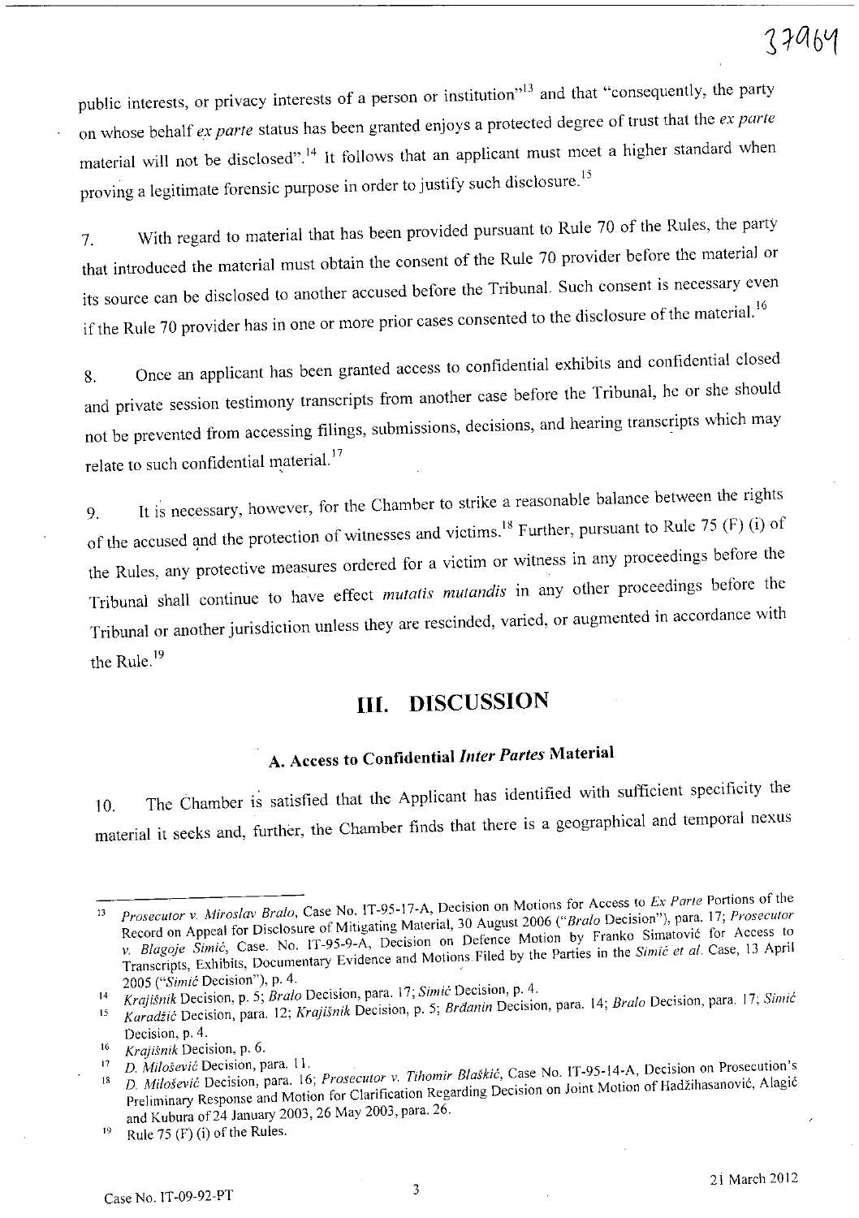public interests, or privacy interests of a person or institution"[13] and that "consequently, the party on whose behalf *ex parte* status has been granted enjoys a protected degree of trust that the *ex parte* material will not be disclosed".[14] It follows that an applicant must meet a higher standard when proving a legitimate forensic purpose in order to justify such disclosure.[15]

7. With regard to material that has been provided pursuant to Rule 70 of the Rules, the party that introduced the material must obtain the consent of the Rule 70 provider before the material or its source can be disclosed to another accused before the Tribunal. Such consent is necessary even if the Rule 70 provider has in one or more prior cases consented to the disclosure of the material.[16]

8. Once an applicant has been granted access to confidential exhibits and confidential closed and private session testimony transcripts from another case before the Tribunal, he or she should not be prevented from accessing filings, submissions, decisions, and hearing transcripts which may relate to such confidential material.[17]

9. It is necessary, however, for the Chamber to strike a reasonable balance between the rights of the accused and the protection of witnesses and victims.[18] Further, pursuant to Rule 75 (F) (i) of the Rules, any protective measures ordered for a victim or witness in any proceedings before the Tribunal shall continue to have effect *mutatis mutandis* in any other proceedings before the Tribunal or another jurisdiction unless they are rescinded, varied, or augmented in accordance with the Rule.[19]

# III. DISCUSSION

## A. Access to Confidential *Inter Partes* Material

10. The Chamber is satisfied that the Applicant has identified with sufficient specificity the material it seeks and, further, the Chamber finds that there is a geographical and temporal nexus

---

[13] *Prosecutor v. Miroslav Bralo*, Case No. IT-95-17-A, Decision on Motions for Access to *Ex Parte* Portions of the Record on Appeal for Disclosure of Mitigating Material, 30 August 2006 ("*Bralo* Decision"), para. 17; *Prosecutor v. Blagoje Simić*, Case. No. IT-95-9-A, Decision on Defence Motion by Franko Simatović for Access to Transcripts, Exhibits, Documentary Evidence and Motions Filed by the Parties in the *Simić et al.* Case, 13 April 2005 ("*Simić* Decision"), p. 4.

[14] *Krajišnik* Decision, p. 5; *Bralo* Decision, para. 17; *Simić* Decision, p. 4.

[15] *Karadžić* Decision, para. 12; *Krajišnik* Decision, p. 5; *Brđanin* Decision, para. 14; *Bralo* Decision, para. 17; *Simić* Decision, p. 4.

[16] *Krajišnik* Decision, p. 6.

[17] *D. Milošević* Decision, para. 11.

[18] *D. Milošević* Decision, para. 16; *Prosecutor v. Tihomir Blaškić*, Case No. IT-95-14-A, Decision on Prosecution's Preliminary Response and Motion for Clarification Regarding Decision on Joint Motion of Hadžihasanović, Alagić and Kubura of 24 January 2003, 26 May 2003, para. 26.

[19] Rule 75 (F) (i) of the Rules.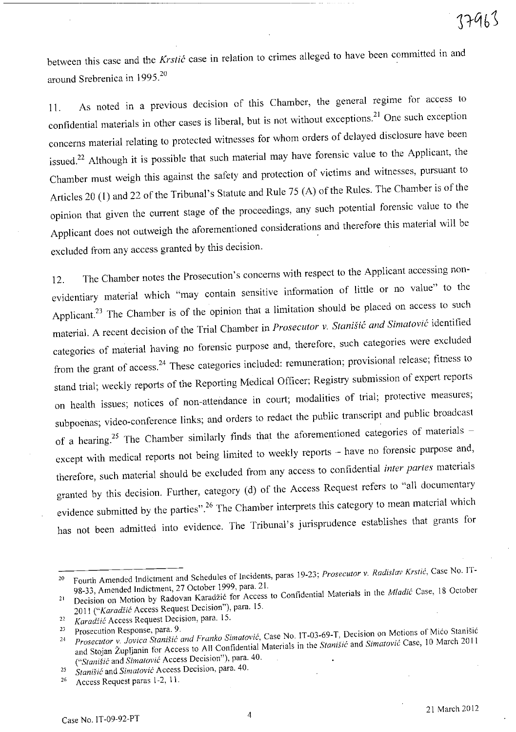between this case and the *Krstić* case in relation to crimes alleged to have been committed in and around Srebrenica in 1995.[20]

11. As noted in a previous decision of this Chamber, the general regime for access to confidential materials in other cases is liberal, but is not without exceptions.[21] One such exception concerns material relating to protected witnesses for whom orders of delayed disclosure have been issued.[22] Although it is possible that such material may have forensic value to the Applicant, the Chamber must weigh this against the safety and protection of victims and witnesses, pursuant to Articles 20 (1) and 22 of the Tribunal's Statute and Rule 75 (A) of the Rules. The Chamber is of the opinion that given the current stage of the proceedings, any such potential forensic value to the Applicant does not outweigh the aforementioned considerations and therefore this material will be excluded from any access granted by this decision.

12. The Chamber notes the Prosecution's concerns with respect to the Applicant accessing non-evidentiary material which "may contain sensitive information of little or no value" to the Applicant.[23] The Chamber is of the opinion that a limitation should be placed on access to such material. A recent decision of the Trial Chamber in *Prosecutor v. Stanišić and Simatović* identified categories of material having no forensic purpose and, therefore, such categories were excluded from the grant of access.[24] These categories included: remuneration; provisional release; fitness to stand trial; weekly reports of the Reporting Medical Officer; Registry submission of expert reports on health issues; notices of non-attendance in court; modalities of trial; protective measures; subpoenas; video-conference links; and orders to redact the public transcript and public broadcast of a hearing.[25] The Chamber similarly finds that the aforementioned categories of materials – except with medical reports not being limited to weekly reports – have no forensic purpose and, therefore, such material should be excluded from any access to confidential *inter partes* materials granted by this decision. Further, category (d) of the Access Request refers to "all documentary evidence submitted by the parties".[26] The Chamber interprets this category to mean material which has not been admitted into evidence. The Tribunal's jurisprudence establishes that grants for

---

[20] Fourth Amended Indictment and Schedules of Incidents, paras 19-23; *Prosecutor v. Radislav Krstić*, Case No. IT-98-33, Amended Indictment, 27 October 1999, para. 21.

[21] Decision on Motion by Radovan Karadžić for Access to Confidential Materials in the *Mladić* Case, 18 October 2011 ("*Karadžić* Access Request Decision"), para. 15.

[22] *Karadžić* Access Request Decision, para. 15.

[23] Prosecution Response, para. 9.

[24] *Prosecutor v. Jovica Stanišić and Franko Simatović*, Case No. IT-03-69-T, Decision on Motions of Mićo Stanišić and Stojan Župljanin for Access to All Confidential Materials in the *Stanišić* and *Simatović* Case, 10 March 2011 ("*Stanišić* and *Simatović* Access Decision"), para. 40.

[25] *Stanišić* and *Simatović* Access Decision, para. 40.

[26] Access Request paras 1-2, 11.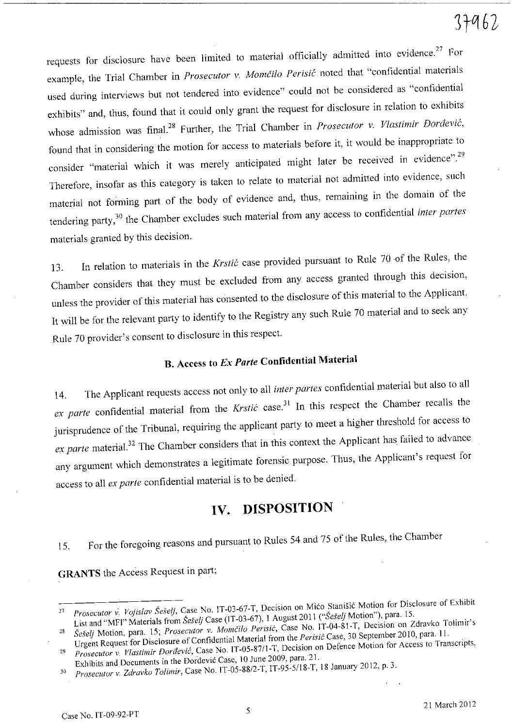requests for disclosure have been limited to material officially admitted into evidence.[27] For example, the Trial Chamber in *Prosecutor v. Momčilo Perisić* noted that "confidential materials used during interviews but not tendered into evidence" could not be considered as "confidential exhibits" and, thus, found that it could only grant the request for disclosure in relation to exhibits whose admission was final.[28] Further, the Trial Chamber in *Prosecutor v. Vlastimir Đorđević*, found that in considering the motion for access to materials before it, it would be inappropriate to consider "material which it was merely anticipated might later be received in evidence".[29] Therefore, insofar as this category is taken to relate to material not admitted into evidence, such material not forming part of the body of evidence and, thus, remaining in the domain of the tendering party,[30] the Chamber excludes such material from any access to confidential *inter partes* materials granted by this decision.

13. In relation to materials in the *Krstić* case provided pursuant to Rule 70 of the Rules, the Chamber considers that they must be excluded from any access granted through this decision, unless the provider of this material has consented to the disclosure of this material to the Applicant. It will be for the relevant party to identify to the Registry any such Rule 70 material and to seek any Rule 70 provider's consent to disclosure in this respect.

### B. Access to *Ex Parte* Confidential Material

14. The Applicant requests access not only to all *inter partes* confidential material but also to all *ex parte* confidential material from the *Krstić* case.[31] In this respect the Chamber recalls the jurisprudence of the Tribunal, requiring the applicant party to meet a higher threshold for access to *ex parte* material.[32] The Chamber considers that in this context the Applicant has failed to advance any argument which demonstrates a legitimate forensic purpose. Thus, the Applicant's request for access to all *ex parte* confidential material is to be denied.

## IV. DISPOSITION

15. For the foregoing reasons and pursuant to Rules 54 and 75 of the Rules, the Chamber

**GRANTS** the Access Request in part;

---

[27] *Prosecutor v. Vojislav Šešelj*, Case No. IT-03-67-T, Decision on Mićo Stanišić Motion for Disclosure of Exhibit List and "MFI" Materials from *Šešelj* Case (IT-03-67), 1 August 2011 ("*Šešelj* Motion"), para. 15.

[28] *Šešelj* Motion, para. 15; *Prosecutor v. Momčilo Perisić*, Case No. IT-04-81-T, Decision on Zdravko Tolimir's Urgent Request for Disclosure of Confidential Material from the *Perisić* Case, 30 September 2010, para. 11.

[29] *Prosecutor v. Vlastimir Đorđević*, Case No. IT-05-87/1-T, Decision on Defence Motion for Access to Transcripts, Exhibits and Documents in the Đorđević Case, 10 June 2009, para. 21.

[30] *Prosecutor v. Zdravko Tolimir*, Case No. IT-05-88/2-T, IT-95-5/18-T, 18 January 2012, p. 3.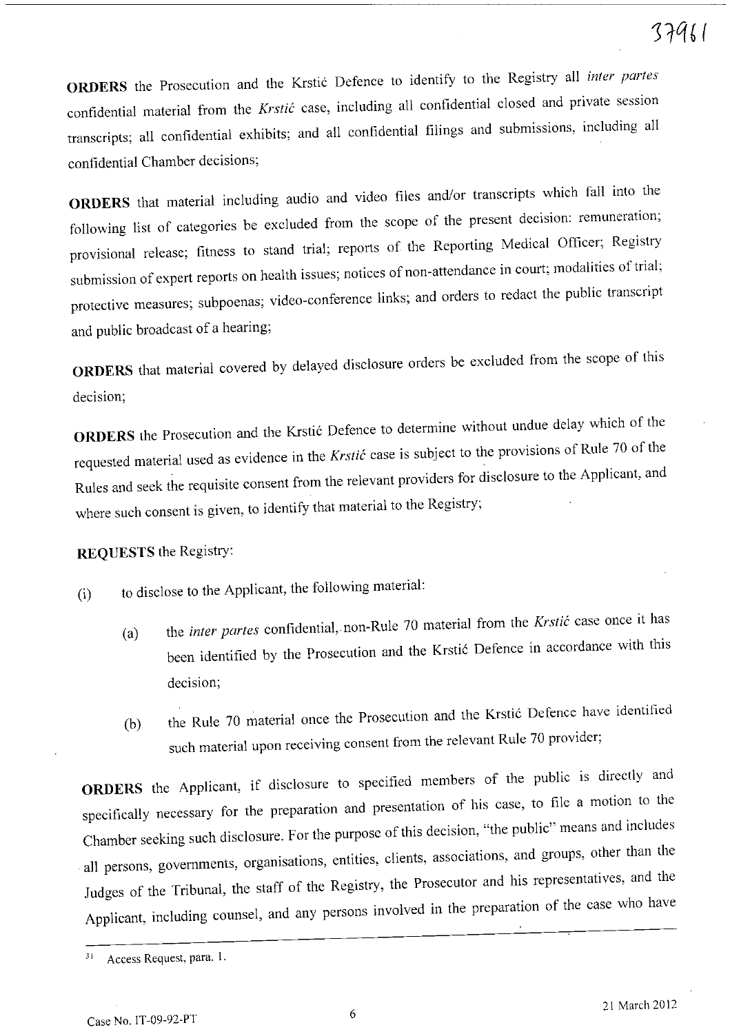**ORDERS** the Prosecution and the Krstić Defence to identify to the Registry all *inter partes* confidential material from the *Krstić* case, including all confidential closed and private session transcripts; all confidential exhibits; and all confidential filings and submissions, including all confidential Chamber decisions;

**ORDERS** that material including audio and video files and/or transcripts which fall into the following list of categories be excluded from the scope of the present decision: remuneration; provisional release; fitness to stand trial; reports of the Reporting Medical Officer; Registry submission of expert reports on health issues; notices of non-attendance in court; modalities of trial; protective measures; subpoenas; video-conference links; and orders to redact the public transcript and public broadcast of a hearing;

**ORDERS** that material covered by delayed disclosure orders be excluded from the scope of this decision;

**ORDERS** the Prosecution and the Krstić Defence to determine without undue delay which of the requested material used as evidence in the *Krstić* case is subject to the provisions of Rule 70 of the Rules and seek the requisite consent from the relevant providers for disclosure to the Applicant, and where such consent is given, to identify that material to the Registry;

**REQUESTS** the Registry:

(i) to disclose to the Applicant, the following material:

  (a) the *inter partes* confidential, non-Rule 70 material from the *Krstić* case once it has been identified by the Prosecution and the Krstić Defence in accordance with this decision;

  (b) the Rule 70 material once the Prosecution and the Krstić Defence have identified such material upon receiving consent from the relevant Rule 70 provider;

**ORDERS** the Applicant, if disclosure to specified members of the public is directly and specifically necessary for the preparation and presentation of his case, to file a motion to the Chamber seeking such disclosure. For the purpose of this decision, "the public" means and includes all persons, governments, organisations, entities, clients, associations, and groups, other than the Judges of the Tribunal, the staff of the Registry, the Prosecutor and his representatives, and the Applicant, including counsel, and any persons involved in the preparation of the case who have

---

[31] Access Request, para. 1.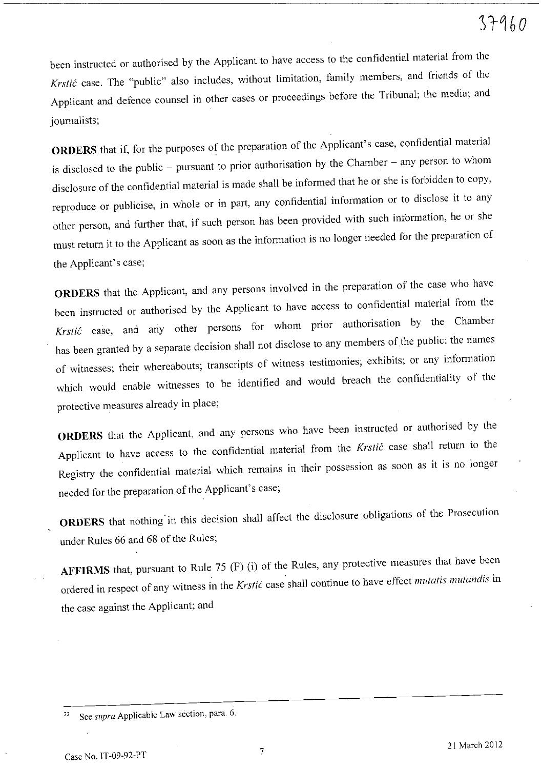been instructed or authorised by the Applicant to have access to the confidential material from the *Krstić* case. The "public" also includes, without limitation, family members, and friends of the Applicant and defence counsel in other cases or proceedings before the Tribunal; the media; and journalists;

**ORDERS** that if, for the purposes of the preparation of the Applicant's case, confidential material is disclosed to the public – pursuant to prior authorisation by the Chamber – any person to whom disclosure of the confidential material is made shall be informed that he or she is forbidden to copy, reproduce or publicise, in whole or in part, any confidential information or to disclose it to any other person, and further that, if such person has been provided with such information, he or she must return it to the Applicant as soon as the information is no longer needed for the preparation of the Applicant's case;

**ORDERS** that the Applicant, and any persons involved in the preparation of the case who have been instructed or authorised by the Applicant to have access to confidential material from the *Krstić* case, and any other persons for whom prior authorisation by the Chamber has been granted by a separate decision shall not disclose to any members of the public: the names of witnesses; their whereabouts; transcripts of witness testimonies; exhibits; or any information which would enable witnesses to be identified and would breach the confidentiality of the protective measures already in place;

**ORDERS** that the Applicant, and any persons who have been instructed or authorised by the Applicant to have access to the confidential material from the *Krstić* case shall return to the Registry the confidential material which remains in their possession as soon as it is no longer needed for the preparation of the Applicant's case;

**ORDERS** that nothing in this decision shall affect the disclosure obligations of the Prosecution under Rules 66 and 68 of the Rules;

**AFFIRMS** that, pursuant to Rule 75 (F) (i) of the Rules, any protective measures that have been ordered in respect of any witness in the *Krstić* case shall continue to have effect *mutatis mutandis* in the case against the Applicant; and

---

[32] See *supra* Applicable Law section, para. 6.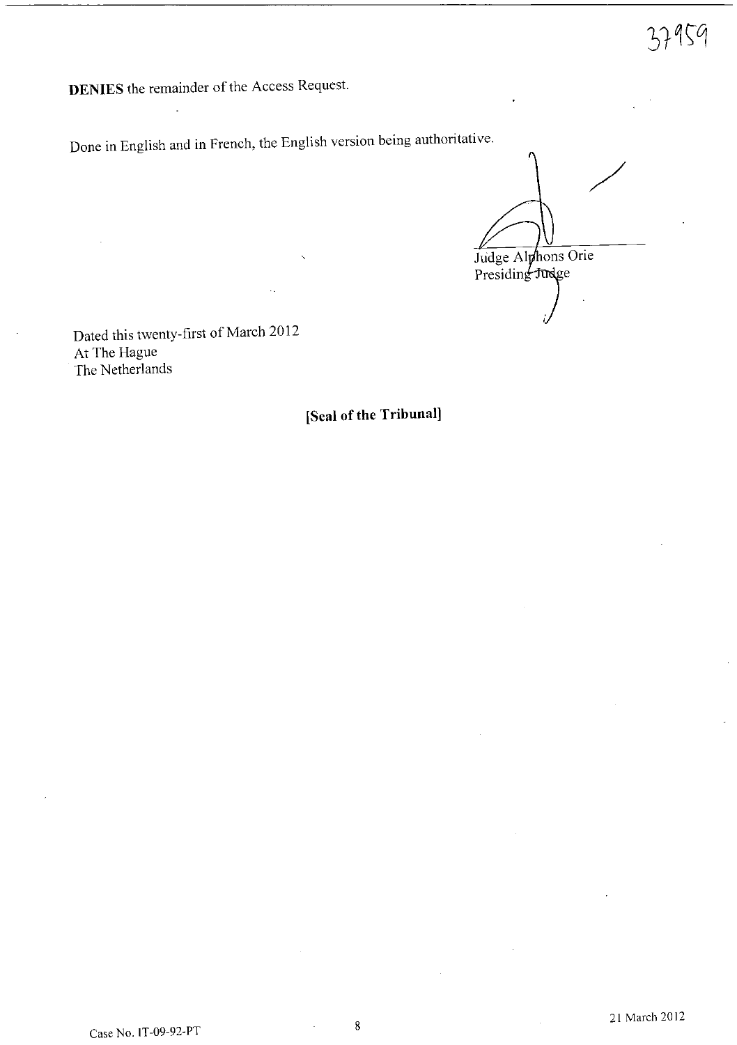**DENIES** the remainder of the Access Request.

Done in English and in French, the English version being authoritative.

Judge Alphons Orie
Presiding Judge

Dated this twenty-first of March 2012
At The Hague
The Netherlands

**[Seal of the Tribunal]**